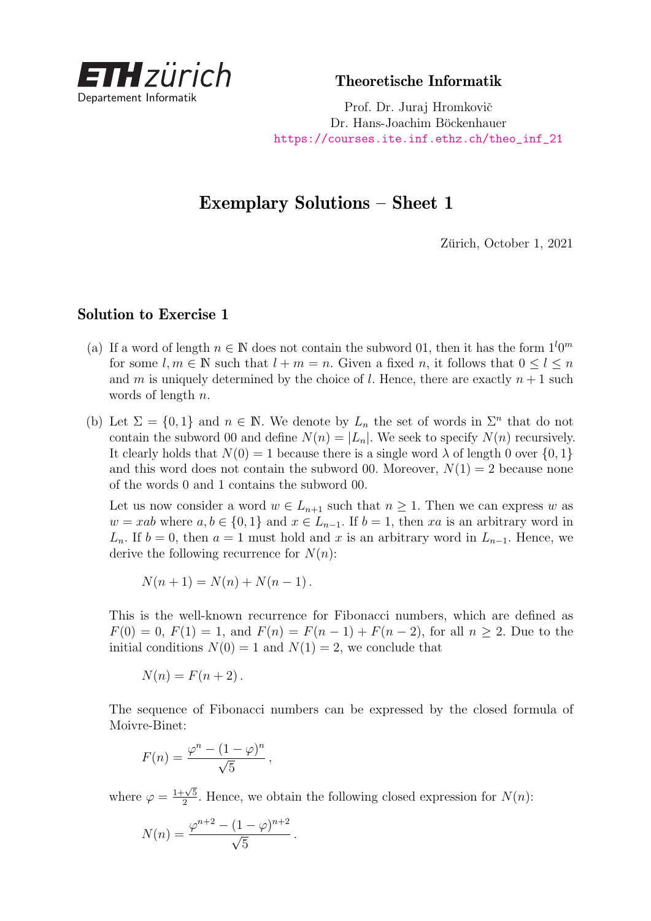Theoretische Informatik

Prof. Dr. Juraj Hromkovič
Dr. Hans-Joachim Böckenhauer
https://courses.ite.inf.ethz.ch/theo_inf_21

# Exemplary Solutions – Sheet 1

Zürich, October 1, 2021

## Solution to Exercise 1

(a) If a word of length $n \in \mathbb{N}$ does not contain the subword 01, then it has the form $1^l 0^m$ for some $l, m \in \mathbb{N}$ such that $l + m = n$. Given a fixed $n$, it follows that $0 \leq l \leq n$ and $m$ is uniquely determined by the choice of $l$. Hence, there are exactly $n + 1$ such words of length $n$.

(b) Let $\Sigma = \{0, 1\}$ and $n \in \mathbb{N}$. We denote by $L_n$ the set of words in $\Sigma^n$ that do not contain the subword 00 and define $N(n) = |L_n|$. We seek to specify $N(n)$ recursively. It clearly holds that $N(0) = 1$ because there is a single word $\lambda$ of length 0 over $\{0, 1\}$ and this word does not contain the subword 00. Moreover, $N(1) = 2$ because none of the words 0 and 1 contains the subword 00.

Let us now consider a word $w \in L_{n+1}$ such that $n \geq 1$. Then we can express $w$ as $w = xab$ where $a, b \in \{0, 1\}$ and $x \in L_{n-1}$. If $b = 1$, then $xa$ is an arbitrary word in $L_n$. If $b = 0$, then $a = 1$ must hold and $x$ is an arbitrary word in $L_{n-1}$. Hence, we derive the following recurrence for $N(n)$:

$$N(n + 1) = N(n) + N(n - 1)\,.$$

This is the well-known recurrence for Fibonacci numbers, which are defined as $F(0) = 0$, $F(1) = 1$, and $F(n) = F(n - 1) + F(n - 2)$, for all $n \geq 2$. Due to the initial conditions $N(0) = 1$ and $N(1) = 2$, we conclude that

$$N(n) = F(n + 2)\,.$$

The sequence of Fibonacci numbers can be expressed by the closed formula of Moivre-Binet:

$$F(n) = \frac{\varphi^n - (1 - \varphi)^n}{\sqrt{5}}\,,$$

where $\varphi = \frac{1+\sqrt{5}}{2}$. Hence, we obtain the following closed expression for $N(n)$:

$$N(n) = \frac{\varphi^{n+2} - (1 - \varphi)^{n+2}}{\sqrt{5}}\,.$$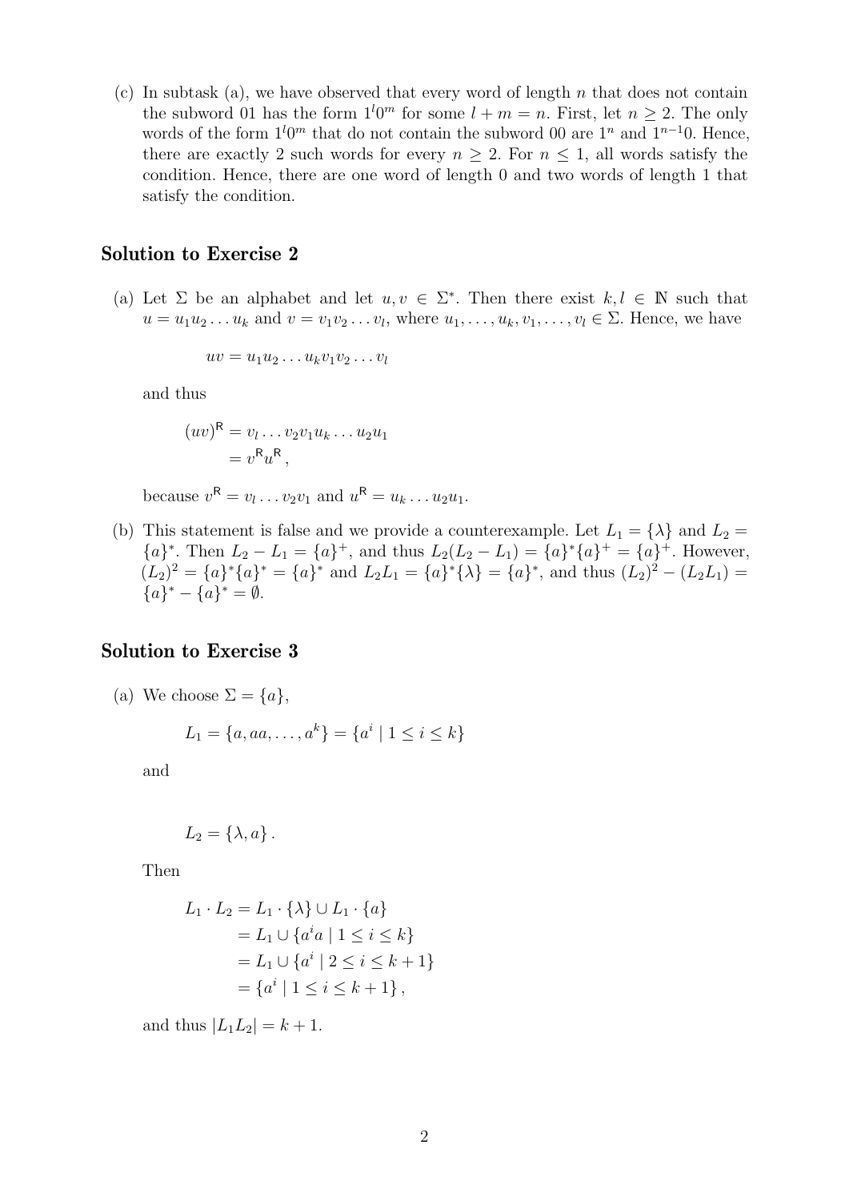(c) In subtask (a), we have observed that every word of length $n$ that does not contain the subword 01 has the form $1^l 0^m$ for some $l + m = n$. First, let $n \geq 2$. The only words of the form $1^l 0^m$ that do not contain the subword 00 are $1^n$ and $1^{n-1}0$. Hence, there are exactly 2 such words for every $n \geq 2$. For $n \leq 1$, all words satisfy the condition. Hence, there are one word of length 0 and two words of length 1 that satisfy the condition.

## Solution to Exercise 2

(a) Let $\Sigma$ be an alphabet and let $u, v \in \Sigma^*$. Then there exist $k, l \in \mathbb{N}$ such that $u = u_1 u_2 \ldots u_k$ and $v = v_1 v_2 \ldots v_l$, where $u_1, \ldots, u_k, v_1, \ldots, v_l \in \Sigma$. Hence, we have

$$uv = u_1 u_2 \ldots u_k v_1 v_2 \ldots v_l$$

and thus

$$\begin{aligned}(uv)^{\mathsf{R}} &= v_l \ldots v_2 v_1 u_k \ldots u_2 u_1 \\ &= v^{\mathsf{R}} u^{\mathsf{R}},\end{aligned}$$

because $v^{\mathsf{R}} = v_l \ldots v_2 v_1$ and $u^{\mathsf{R}} = u_k \ldots u_2 u_1$.

(b) This statement is false and we provide a counterexample. Let $L_1 = \{\lambda\}$ and $L_2 = \{a\}^*$. Then $L_2 - L_1 = \{a\}^+$, and thus $L_2(L_2 - L_1) = \{a\}^*\{a\}^+ = \{a\}^+$. However, $(L_2)^2 = \{a\}^*\{a\}^* = \{a\}^*$ and $L_2 L_1 = \{a\}^*\{\lambda\} = \{a\}^*$, and thus $(L_2)^2 - (L_2 L_1) = \{a\}^* - \{a\}^* = \emptyset$.

## Solution to Exercise 3

(a) We choose $\Sigma = \{a\}$,

$$L_1 = \{a, aa, \ldots, a^k\} = \{a^i \mid 1 \leq i \leq k\}$$

and

$$L_2 = \{\lambda, a\}.$$

Then

$$\begin{aligned}L_1 \cdot L_2 &= L_1 \cdot \{\lambda\} \cup L_1 \cdot \{a\} \\ &= L_1 \cup \{a^i a \mid 1 \leq i \leq k\} \\ &= L_1 \cup \{a^i \mid 2 \leq i \leq k+1\} \\ &= \{a^i \mid 1 \leq i \leq k+1\},\end{aligned}$$

and thus $|L_1 L_2| = k + 1$.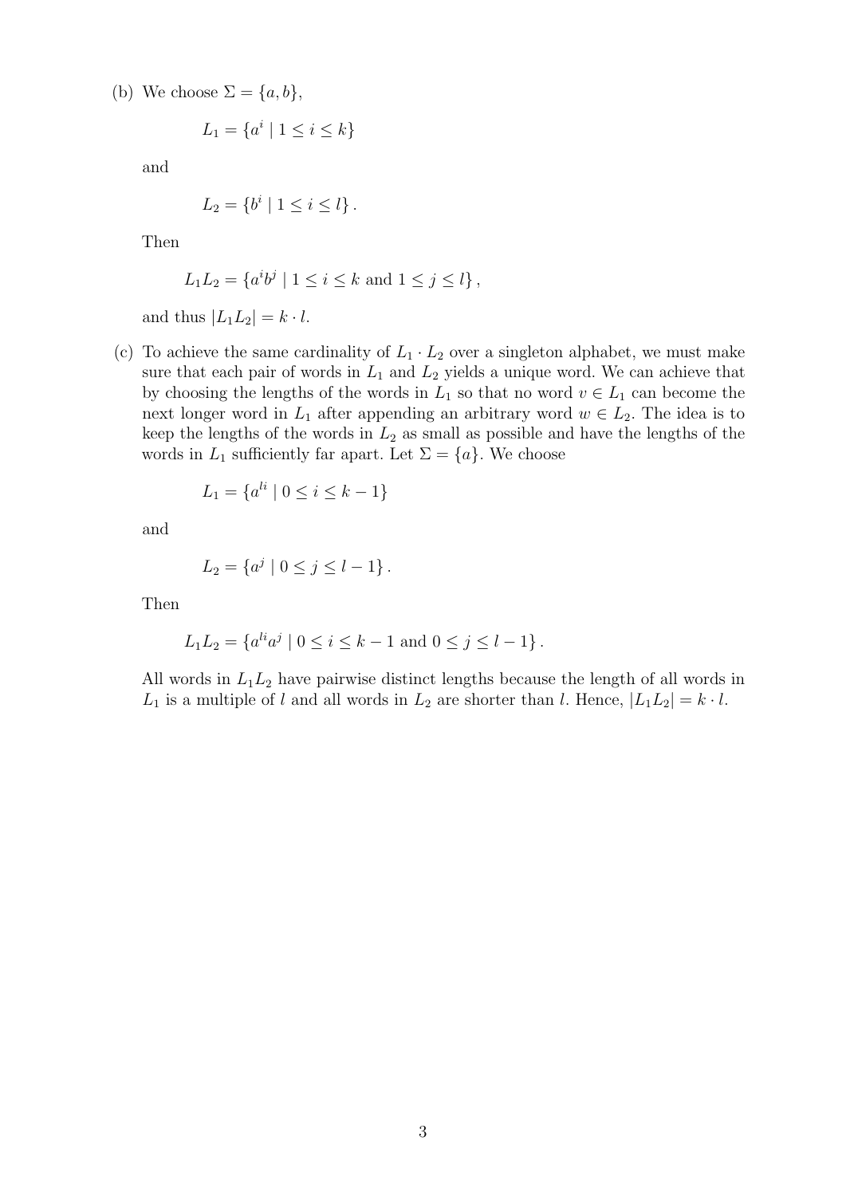(b) We choose $\Sigma = \{a, b\}$,

$$L_1 = \{a^i \mid 1 \leq i \leq k\}$$

and

$$L_2 = \{b^i \mid 1 \leq i \leq l\}.$$

Then

$$L_1 L_2 = \{a^i b^j \mid 1 \leq i \leq k \text{ and } 1 \leq j \leq l\},$$

and thus $|L_1 L_2| = k \cdot l$.

(c) To achieve the same cardinality of $L_1 \cdot L_2$ over a singleton alphabet, we must make sure that each pair of words in $L_1$ and $L_2$ yields a unique word. We can achieve that by choosing the lengths of the words in $L_1$ so that no word $v \in L_1$ can become the next longer word in $L_1$ after appending an arbitrary word $w \in L_2$. The idea is to keep the lengths of the words in $L_2$ as small as possible and have the lengths of the words in $L_1$ sufficiently far apart. Let $\Sigma = \{a\}$. We choose

$$L_1 = \{a^{li} \mid 0 \leq i \leq k - 1\}$$

and

$$L_2 = \{a^j \mid 0 \leq j \leq l - 1\}.$$

Then

$$L_1 L_2 = \{a^{li} a^j \mid 0 \leq i \leq k - 1 \text{ and } 0 \leq j \leq l - 1\}.$$

All words in $L_1 L_2$ have pairwise distinct lengths because the length of all words in $L_1$ is a multiple of $l$ and all words in $L_2$ are shorter than $l$. Hence, $|L_1 L_2| = k \cdot l$.